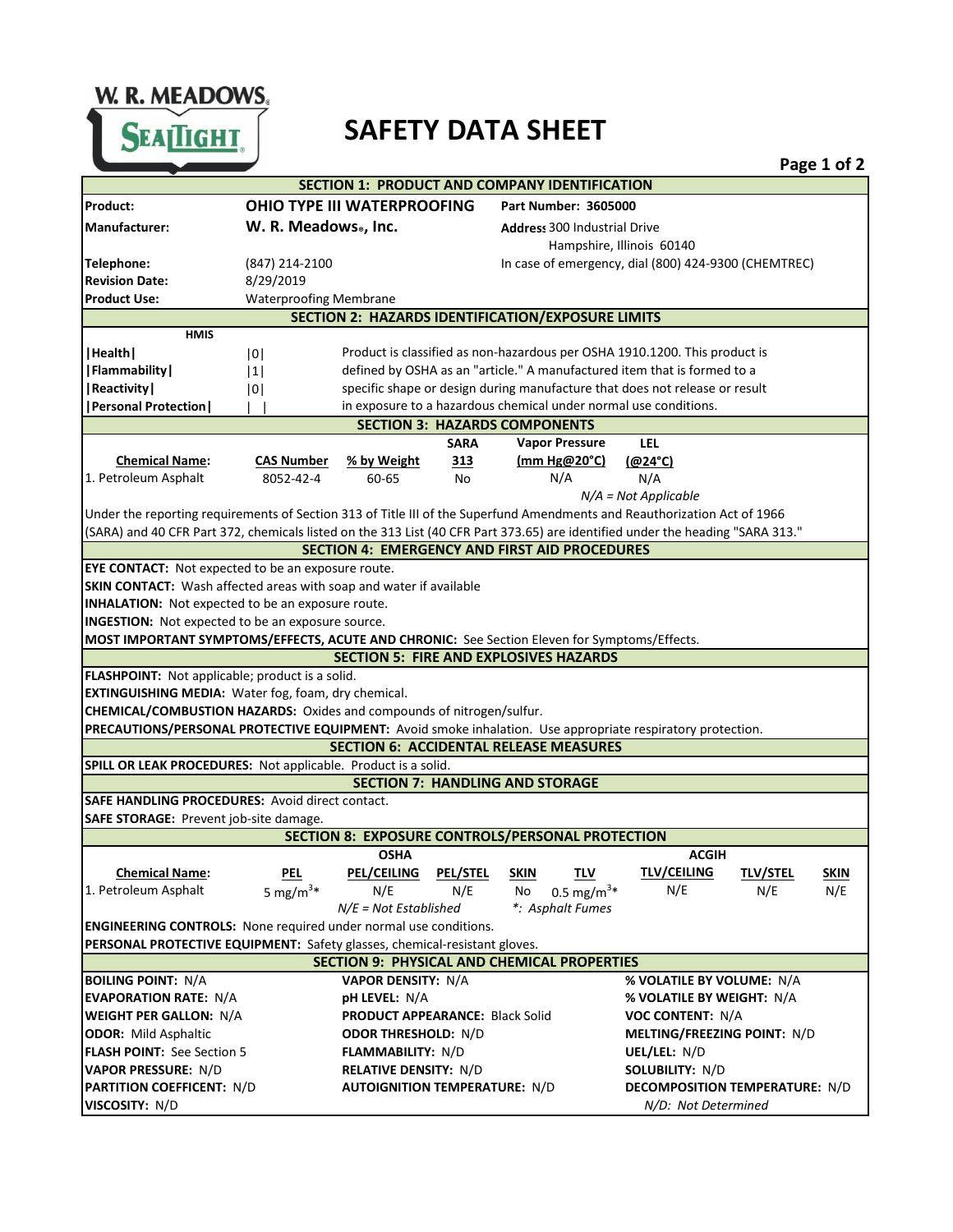W. R. MEADOWS
SEALTIGHT

# SAFETY DATA SHEET

## SECTION 1: PRODUCT AND COMPANY IDENTIFICATION

| | | | |
|---|---|---|---|
| **Product:** | **OHIO TYPE III WATERPROOFING** | **Part Number: 3605000** | |
| **Manufacturer:** | **W. R. Meadows®, Inc.** | **Address:** 300 Industrial Drive, Hampshire, Illinois 60140 | |
| **Telephone:** | (847) 214-2100 | In case of emergency, dial (800) 424-9300 (CHEMTREC) | |
| **Revision Date:** | 8/29/2019 | | |
| **Product Use:** | Waterproofing Membrane | | |

## SECTION 2: HAZARDS IDENTIFICATION/EXPOSURE LIMITS

| HMIS | |
|---|---|
| **\|Health\|** | \|0\| |
| **\|Flammability\|** | \|1\| |
| **\|Reactivity\|** | \|0\| |
| **\|Personal Protection\|** | \| \| |

Product is classified as non-hazardous per OSHA 1910.1200. This product is defined by OSHA as an "article." A manufactured item that is formed to a specific shape or design during manufacture that does not release or result in exposure to a hazardous chemical under normal use conditions.

## SECTION 3: HAZARDS COMPONENTS

| **Chemical Name:** | **CAS Number** | **% by Weight** | **SARA 313** | **Vapor Pressure (mm Hg@20°C)** | **LEL (@24°C)** |
|---|---|---|---|---|---|
| 1. Petroleum Asphalt | 8052-42-4 | 60-65 | No | N/A | N/A |

*N/A = Not Applicable*

Under the reporting requirements of Section 313 of Title III of the Superfund Amendments and Reauthorization Act of 1966 (SARA) and 40 CFR Part 372, chemicals listed on the 313 List (40 CFR Part 373.65) are identified under the heading "SARA 313."

## SECTION 4: EMERGENCY AND FIRST AID PROCEDURES

**EYE CONTACT:** Not expected to be an exposure route.
**SKIN CONTACT:** Wash affected areas with soap and water if available
**INHALATION:** Not expected to be an exposure route.
**INGESTION:** Not expected to be an exposure source.
**MOST IMPORTANT SYMPTOMS/EFFECTS, ACUTE AND CHRONIC:** See Section Eleven for Symptoms/Effects.

## SECTION 5: FIRE AND EXPLOSIVES HAZARDS

**FLASHPOINT:** Not applicable; product is a solid.
**EXTINGUISHING MEDIA:** Water fog, foam, dry chemical.
**CHEMICAL/COMBUSTION HAZARDS:** Oxides and compounds of nitrogen/sulfur.
**PRECAUTIONS/PERSONAL PROTECTIVE EQUIPMENT:** Avoid smoke inhalation. Use appropriate respiratory protection.

## SECTION 6: ACCIDENTAL RELEASE MEASURES

**SPILL OR LEAK PROCEDURES:** Not applicable. Product is a solid.

## SECTION 7: HANDLING AND STORAGE

**SAFE HANDLING PROCEDURES:** Avoid direct contact.
**SAFE STORAGE:** Prevent job-site damage.

## SECTION 8: EXPOSURE CONTROLS/PERSONAL PROTECTION

| | OSHA | | | | ACGIH | | | |
|---|---|---|---|---|---|---|---|---|
| **Chemical Name:** | **PEL** | **PEL/CEILING** | **PEL/STEL** | **SKIN** | **TLV** | **TLV/CEILING** | **TLV/STEL** | **SKIN** |
| 1. Petroleum Asphalt | 5 $mg/m^3$* | N/E | N/E | No | 0.5 $mg/m^3$* | N/E | N/E | N/E |

*N/E = Not Established* *\*: Asphalt Fumes*

**ENGINEERING CONTROLS:** None required under normal use conditions.
**PERSONAL PROTECTIVE EQUIPMENT:** Safety glasses, chemical-resistant gloves.

## SECTION 9: PHYSICAL AND CHEMICAL PROPERTIES

| | | |
|---|---|---|
| **BOILING POINT:** N/A | **VAPOR DENSITY:** N/A | **% VOLATILE BY VOLUME:** N/A |
| **EVAPORATION RATE:** N/A | **pH LEVEL:** N/A | **% VOLATILE BY WEIGHT:** N/A |
| **WEIGHT PER GALLON:** N/A | **PRODUCT APPEARANCE:** Black Solid | **VOC CONTENT:** N/A |
| **ODOR:** Mild Asphaltic | **ODOR THRESHOLD:** N/D | **MELTING/FREEZING POINT:** N/D |
| **FLASH POINT:** See Section 5 | **FLAMMABILITY:** N/D | **UEL/LEL:** N/D |
| **VAPOR PRESSURE:** N/D | **RELATIVE DENSITY:** N/D | **SOLUBILITY:** N/D |
| **PARTITION COEFFICENT:** N/D | **AUTOIGNITION TEMPERATURE:** N/D | **DECOMPOSITION TEMPERATURE:** N/D |
| **VISCOSITY:** N/D | | *N/D: Not Determined* |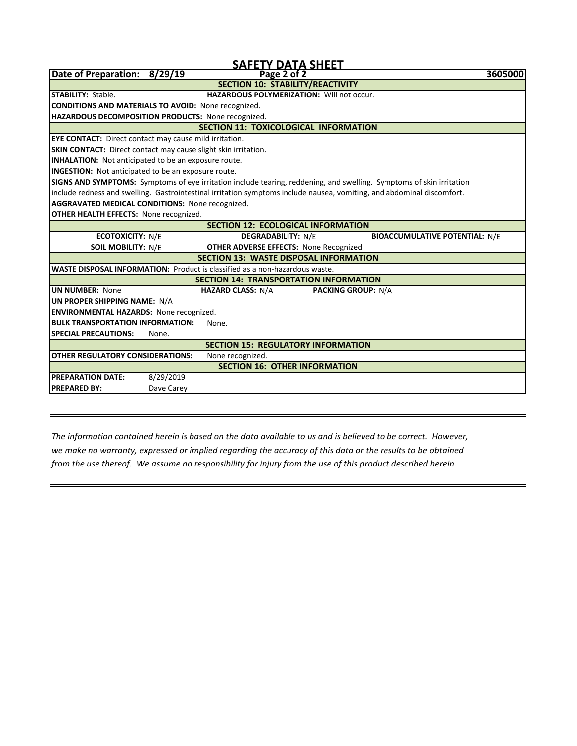# SAFETY DATA SHEET

**Date of Preparation: 8/29/19** | **3605000**

## SECTION 10: STABILITY/REACTIVITY

**STABILITY:** Stable. **HAZARDOUS POLYMERIZATION:** Will not occur.

**CONDITIONS AND MATERIALS TO AVOID:** None recognized.

**HAZARDOUS DECOMPOSITION PRODUCTS:** None recognized.

## SECTION 11: TOXICOLOGICAL INFORMATION

**EYE CONTACT:** Direct contact may cause mild irritation.

**SKIN CONTACT:** Direct contact may cause slight skin irritation.

**INHALATION:** Not anticipated to be an exposure route.

**INGESTION:** Not anticipated to be an exposure route.

**SIGNS AND SYMPTOMS:** Symptoms of eye irritation include tearing, reddening, and swelling. Symptoms of skin irritation include redness and swelling. Gastrointestinal irritation symptoms include nausea, vomiting, and abdominal discomfort.

**AGGRAVATED MEDICAL CONDITIONS:** None recognized.

**OTHER HEALTH EFFECTS:** None recognized.

## SECTION 12: ECOLOGICAL INFORMATION

**ECOTOXICITY:** N/E **DEGRADABILITY:** N/E **BIOACCUMULATIVE POTENTIAL:** N/E

**SOIL MOBILITY:** N/E **OTHER ADVERSE EFFECTS:** None Recognized

## SECTION 13: WASTE DISPOSAL INFORMATION

**WASTE DISPOSAL INFORMATION:** Product is classified as a non-hazardous waste.

## SECTION 14: TRANSPORTATION INFORMATION

**UN NUMBER:** None **HAZARD CLASS:** N/A **PACKING GROUP:** N/A

**UN PROPER SHIPPING NAME:** N/A

**ENVIRONMENTAL HAZARDS:** None recognized.

**BULK TRANSPORTATION INFORMATION:** None.

**SPECIAL PRECAUTIONS:** None.

## SECTION 15: REGULATORY INFORMATION

**OTHER REGULATORY CONSIDERATIONS:** None recognized.

## SECTION 16: OTHER INFORMATION

**PREPARATION DATE:** 8/29/2019

**PREPARED BY:** Dave Carey

---

*The information contained herein is based on the data available to us and is believed to be correct. However, we make no warranty, expressed or implied regarding the accuracy of this data or the results to be obtained from the use thereof. We assume no responsibility for injury from the use of this product described herein.*